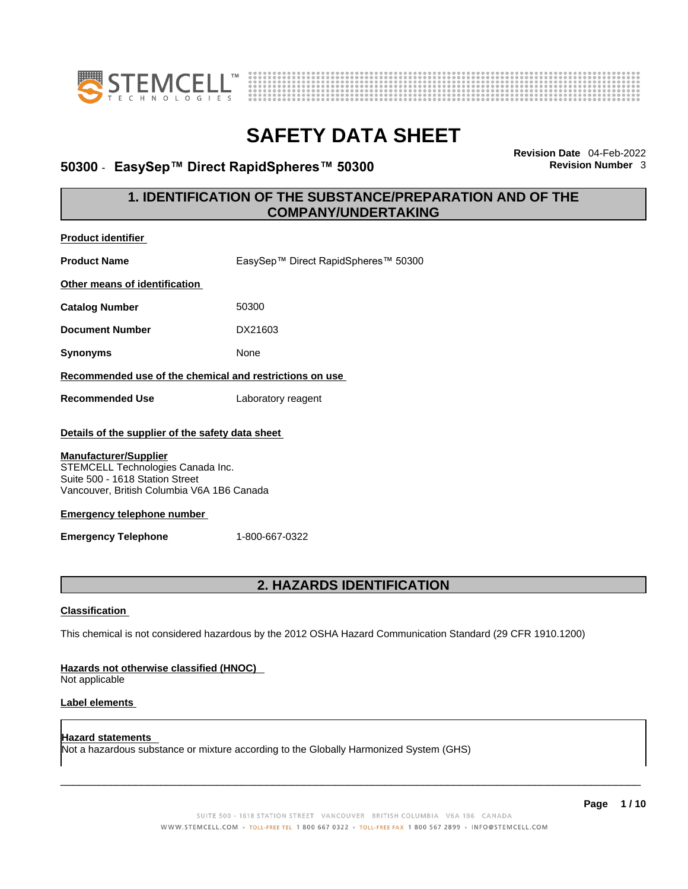# SAFETY DATA SHEET

## 50300 - EasySep™ Direct RapidSpheres™ 50300

**Revision Date** 04-Feb-2022
**Revision Number** 3

## 1. IDENTIFICATION OF THE SUBSTANCE/PREPARATION AND OF THE COMPANY/UNDERTAKING

**Product identifier**

**Product Name** EasySep™ Direct RapidSpheres™ 50300

**Other means of identification**

**Catalog Number** 50300

**Document Number** DX21603

**Synonyms** None

**Recommended use of the chemical and restrictions on use**

**Recommended Use** Laboratory reagent

**Details of the supplier of the safety data sheet**

**Manufacturer/Supplier**
STEMCELL Technologies Canada Inc.
Suite 500 - 1618 Station Street
Vancouver, British Columbia V6A 1B6 Canada

**Emergency telephone number**

**Emergency Telephone** 1-800-667-0322

## 2. HAZARDS IDENTIFICATION

**Classification**

This chemical is not considered hazardous by the 2012 OSHA Hazard Communication Standard (29 CFR 1910.1200)

**Hazards not otherwise classified (HNOC)**
Not applicable

**Label elements**

**Hazard statements**
Not a hazardous substance or mixture according to the Globally Harmonized System (GHS)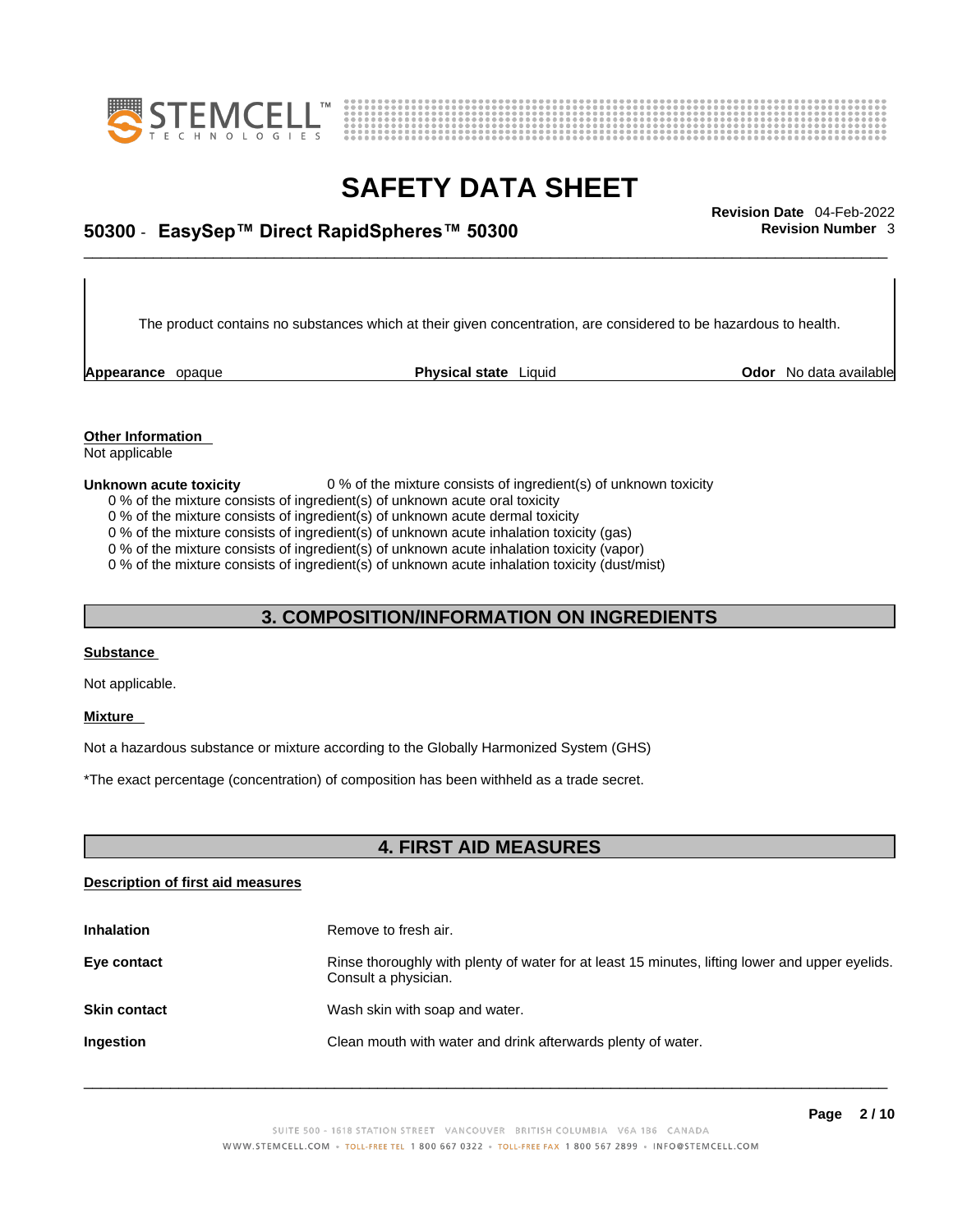The product contains no substances which at their given concentration, are considered to be hazardous to health.

| **Appearance** opaque | **Physical state** Liquid | **Odor** No data available |
|---|---|---|

**Other Information**

Not applicable

**Unknown acute toxicity** 0 % of the mixture consists of ingredient(s) of unknown toxicity

0 % of the mixture consists of ingredient(s) of unknown acute oral toxicity
0 % of the mixture consists of ingredient(s) of unknown acute dermal toxicity
0 % of the mixture consists of ingredient(s) of unknown acute inhalation toxicity (gas)
0 % of the mixture consists of ingredient(s) of unknown acute inhalation toxicity (vapor)
0 % of the mixture consists of ingredient(s) of unknown acute inhalation toxicity (dust/mist)

## 3. COMPOSITION/INFORMATION ON INGREDIENTS

**Substance**

Not applicable.

**Mixture**

Not a hazardous substance or mixture according to the Globally Harmonized System (GHS)

*The exact percentage (concentration) of composition has been withheld as a trade secret.

## 4. FIRST AID MEASURES

**Description of first aid measures**

| | |
|---|---|
| **Inhalation** | Remove to fresh air. |
| **Eye contact** | Rinse thoroughly with plenty of water for at least 15 minutes, lifting lower and upper eyelids. Consult a physician. |
| **Skin contact** | Wash skin with soap and water. |
| **Ingestion** | Clean mouth with water and drink afterwards plenty of water. |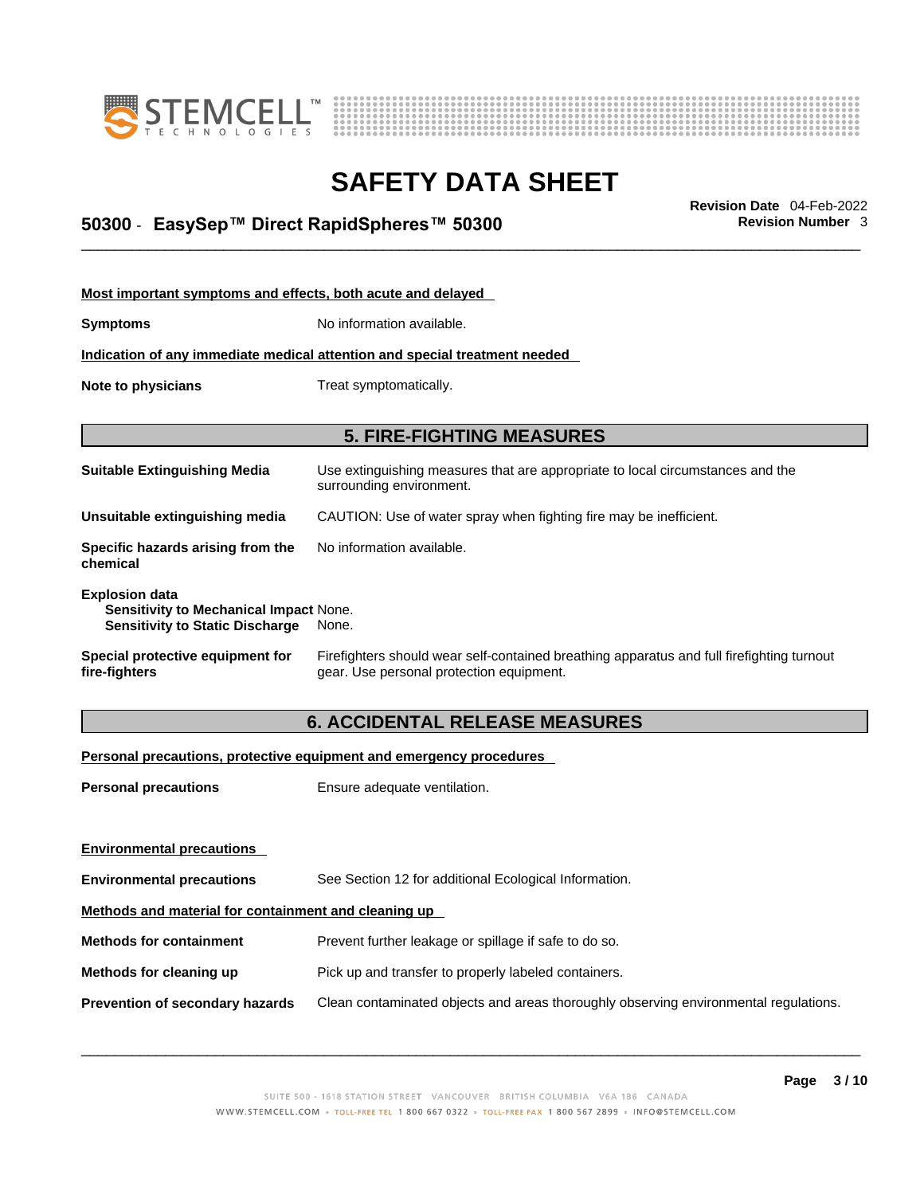**Most important symptoms and effects, both acute and delayed**

**Symptoms** No information available.

**Indication of any immediate medical attention and special treatment needed**

**Note to physicians** Treat symptomatically.

## 5. FIRE-FIGHTING MEASURES

**Suitable Extinguishing Media** Use extinguishing measures that are appropriate to local circumstances and the surrounding environment.

**Unsuitable extinguishing media** CAUTION: Use of water spray when fighting fire may be inefficient.

**Specific hazards arising from the chemical** No information available.

**Explosion data**
**Sensitivity to Mechanical Impact** None.
**Sensitivity to Static Discharge** None.

**Special protective equipment for fire-fighters** Firefighters should wear self-contained breathing apparatus and full firefighting turnout gear. Use personal protection equipment.

## 6. ACCIDENTAL RELEASE MEASURES

**Personal precautions, protective equipment and emergency procedures**

**Personal precautions** Ensure adequate ventilation.

**Environmental precautions**

**Environmental precautions** See Section 12 for additional Ecological Information.

**Methods and material for containment and cleaning up**

**Methods for containment** Prevent further leakage or spillage if safe to do so.

**Methods for cleaning up** Pick up and transfer to properly labeled containers.

**Prevention of secondary hazards** Clean contaminated objects and areas thoroughly observing environmental regulations.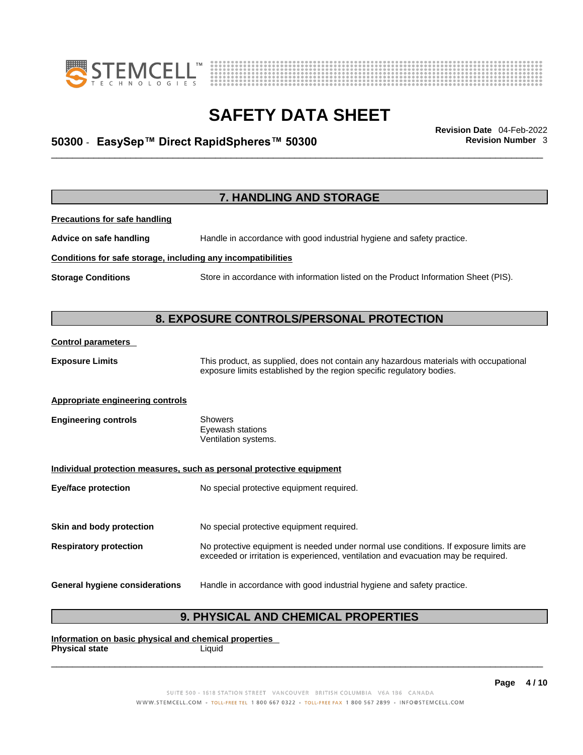## 7. HANDLING AND STORAGE

**Precautions for safe handling**

**Advice on safe handling** Handle in accordance with good industrial hygiene and safety practice.

**Conditions for safe storage, including any incompatibilities**

**Storage Conditions** Store in accordance with information listed on the Product Information Sheet (PIS).

## 8. EXPOSURE CONTROLS/PERSONAL PROTECTION

**Control parameters**

**Exposure Limits** This product, as supplied, does not contain any hazardous materials with occupational exposure limits established by the region specific regulatory bodies.

**Appropriate engineering controls**

**Engineering controls** Showers
Eyewash stations
Ventilation systems.

**Individual protection measures, such as personal protective equipment**

**Eye/face protection** No special protective equipment required.

**Skin and body protection** No special protective equipment required.

**Respiratory protection** No protective equipment is needed under normal use conditions. If exposure limits are exceeded or irritation is experienced, ventilation and evacuation may be required.

**General hygiene considerations** Handle in accordance with good industrial hygiene and safety practice.

## 9. PHYSICAL AND CHEMICAL PROPERTIES

**Information on basic physical and chemical properties**

**Physical state** Liquid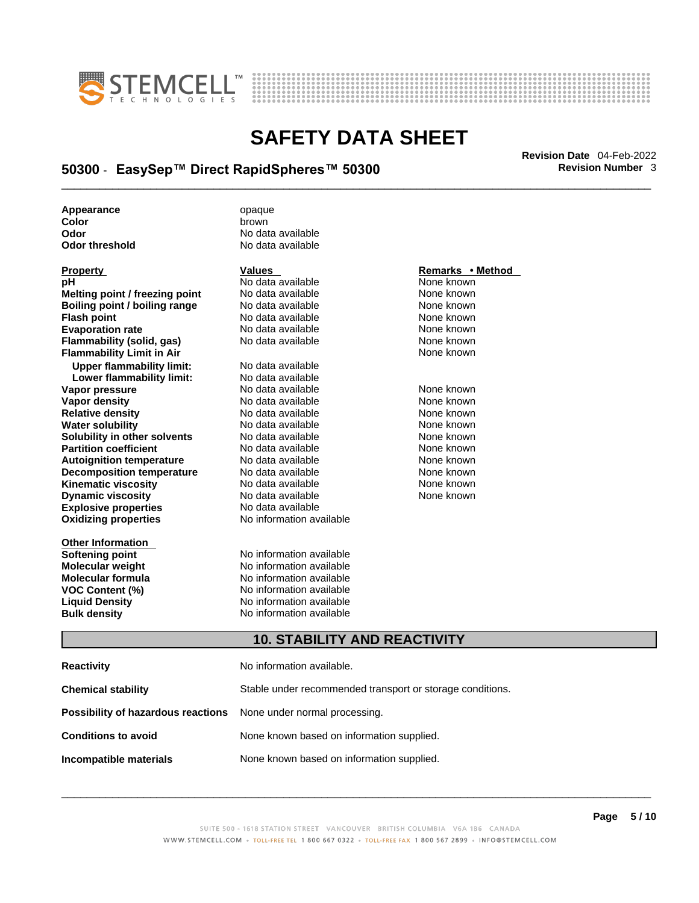| | |
|---|---|
| **Appearance** | opaque |
| **Color** | brown |
| **Odor** | No data available |
| **Odor threshold** | No data available |

| Property | Values | Remarks • Method |
|---|---|---|
| **pH** | No data available | None known |
| **Melting point / freezing point** | No data available | None known |
| **Boiling point / boiling range** | No data available | None known |
| **Flash point** | No data available | None known |
| **Evaporation rate** | No data available | None known |
| **Flammability (solid, gas)** | No data available | None known |
| **Flammability Limit in Air** | | None known |
| **Upper flammability limit:** | No data available | |
| **Lower flammability limit:** | No data available | |
| **Vapor pressure** | No data available | None known |
| **Vapor density** | No data available | None known |
| **Relative density** | No data available | None known |
| **Water solubility** | No data available | None known |
| **Solubility in other solvents** | No data available | None known |
| **Partition coefficient** | No data available | None known |
| **Autoignition temperature** | No data available | None known |
| **Decomposition temperature** | No data available | None known |
| **Kinematic viscosity** | No data available | None known |
| **Dynamic viscosity** | No data available | None known |
| **Explosive properties** | No data available | |
| **Oxidizing properties** | No information available | |

| Other Information | |
|---|---|
| **Softening point** | No information available |
| **Molecular weight** | No information available |
| **Molecular formula** | No information available |
| **VOC Content (%)** | No information available |
| **Liquid Density** | No information available |
| **Bulk density** | No information available |

## 10. STABILITY AND REACTIVITY

| | |
|---|---|
| **Reactivity** | No information available. |
| **Chemical stability** | Stable under recommended transport or storage conditions. |
| **Possibility of hazardous reactions** | None under normal processing. |
| **Conditions to avoid** | None known based on information supplied. |
| **Incompatible materials** | None known based on information supplied. |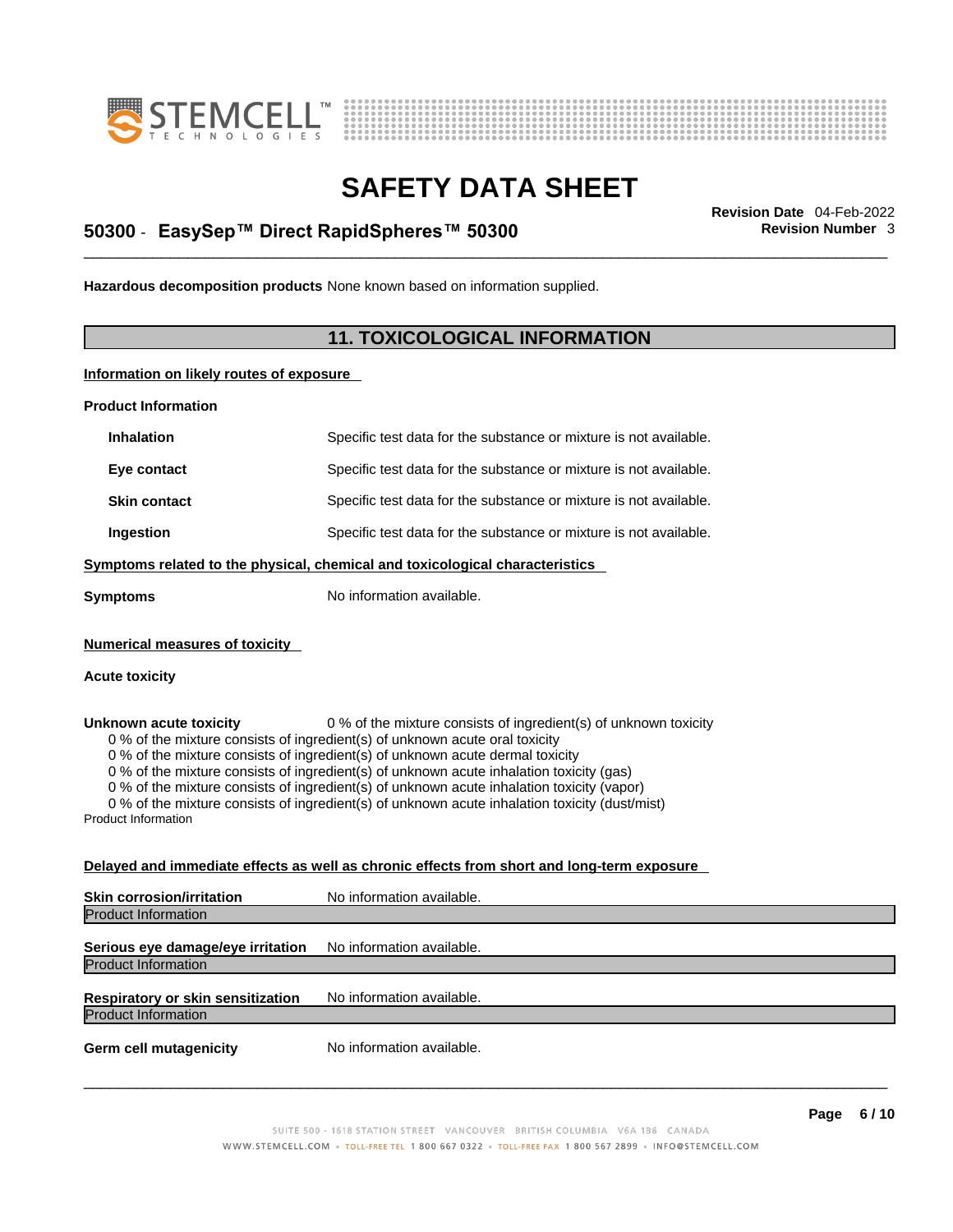**Hazardous decomposition products** None known based on information supplied.

## 11. TOXICOLOGICAL INFORMATION

**Information on likely routes of exposure**

**Product Information**

| | |
|---|---|
| **Inhalation** | Specific test data for the substance or mixture is not available. |
| **Eye contact** | Specific test data for the substance or mixture is not available. |
| **Skin contact** | Specific test data for the substance or mixture is not available. |
| **Ingestion** | Specific test data for the substance or mixture is not available. |

**Symptoms related to the physical, chemical and toxicological characteristics**

**Symptoms** No information available.

**Numerical measures of toxicity**

**Acute toxicity**

**Unknown acute toxicity** 0 % of the mixture consists of ingredient(s) of unknown toxicity

0 % of the mixture consists of ingredient(s) of unknown acute oral toxicity
0 % of the mixture consists of ingredient(s) of unknown acute dermal toxicity
0 % of the mixture consists of ingredient(s) of unknown acute inhalation toxicity (gas)
0 % of the mixture consists of ingredient(s) of unknown acute inhalation toxicity (vapor)
0 % of the mixture consists of ingredient(s) of unknown acute inhalation toxicity (dust/mist)

Product Information

**Delayed and immediate effects as well as chronic effects from short and long-term exposure**

**Skin corrosion/irritation** No information available.

Product Information

**Serious eye damage/eye irritation** No information available.

Product Information

**Respiratory or skin sensitization** No information available.

Product Information

**Germ cell mutagenicity** No information available.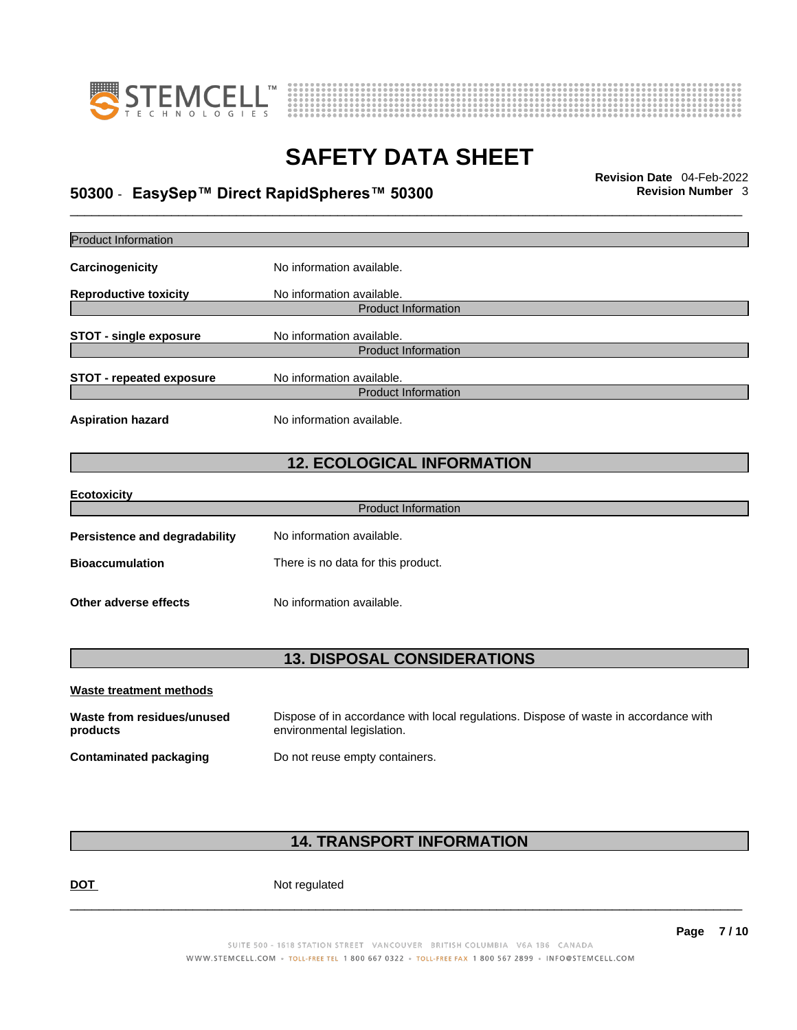# SAFETY DATA SHEET

## 50300 - EasySep™ Direct RapidSpheres™ 50300

**Revision Date** 04-Feb-2022
**Revision Number** 3

Product Information

**Carcinogenicity** No information available.

**Reproductive toxicity** No information available.

Product Information

**STOT - single exposure** No information available.

Product Information

**STOT - repeated exposure** No information available.

Product Information

**Aspiration hazard** No information available.

## 12. ECOLOGICAL INFORMATION

**Ecotoxicity**

Product Information

**Persistence and degradability** No information available.

**Bioaccumulation** There is no data for this product.

**Other adverse effects** No information available.

## 13. DISPOSAL CONSIDERATIONS

**Waste treatment methods**

**Waste from residues/unused products** Dispose of in accordance with local regulations. Dispose of waste in accordance with environmental legislation.

**Contaminated packaging** Do not reuse empty containers.

## 14. TRANSPORT INFORMATION

**DOT** Not regulated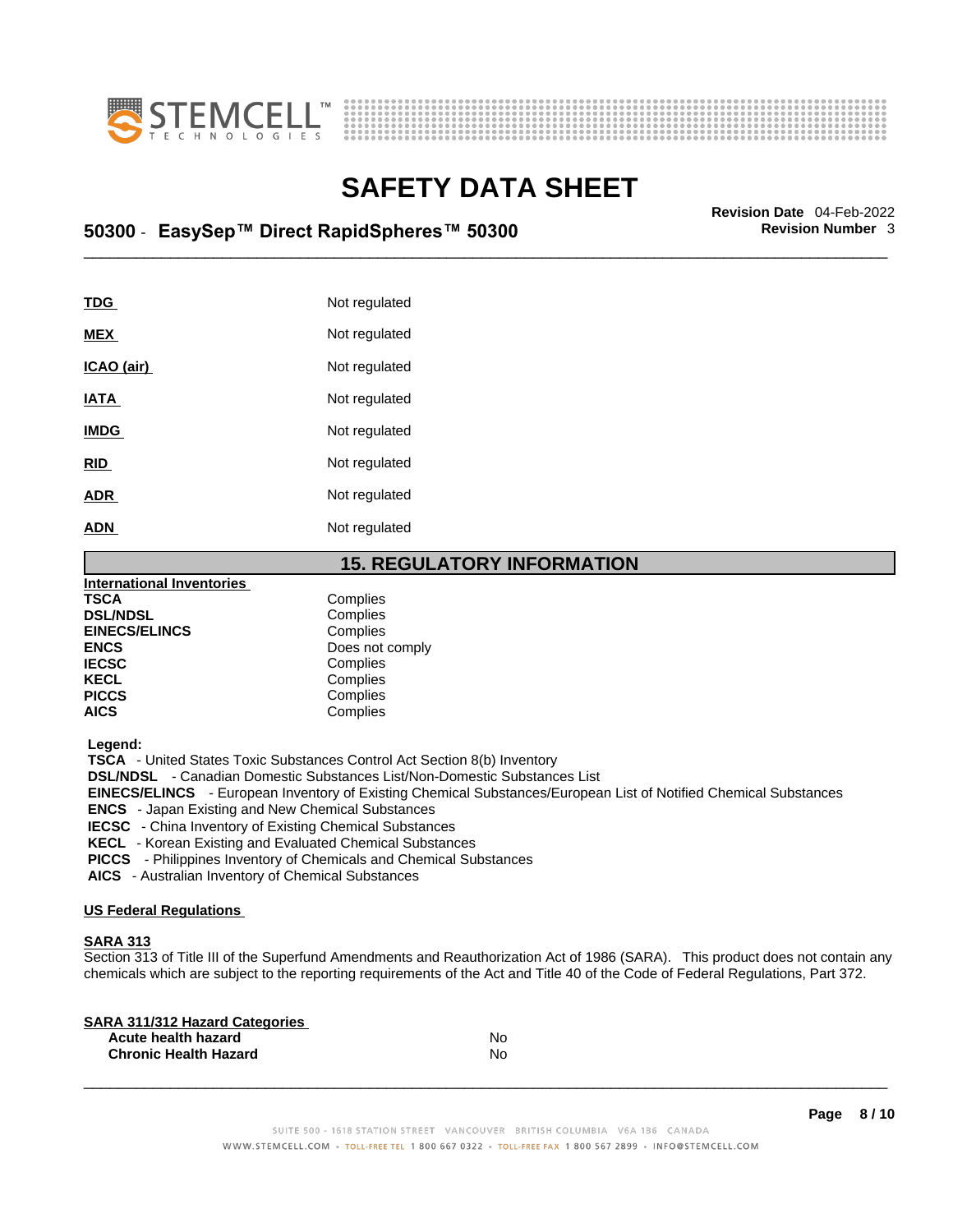| | |
|---|---|
| **TDG** | Not regulated |
| **MEX** | Not regulated |
| **ICAO (air)** | Not regulated |
| **IATA** | Not regulated |
| **IMDG** | Not regulated |
| **RID** | Not regulated |
| **ADR** | Not regulated |
| **ADN** | Not regulated |

## 15. REGULATORY INFORMATION

**International Inventories**

| | |
|---|---|
| **TSCA** | Complies |
| **DSL/NDSL** | Complies |
| **EINECS/ELINCS** | Complies |
| **ENCS** | Does not comply |
| **IECSC** | Complies |
| **KECL** | Complies |
| **PICCS** | Complies |
| **AICS** | Complies |

**Legend:**

**TSCA** - United States Toxic Substances Control Act Section 8(b) Inventory
**DSL/NDSL** - Canadian Domestic Substances List/Non-Domestic Substances List
**EINECS/ELINCS** - European Inventory of Existing Chemical Substances/European List of Notified Chemical Substances
**ENCS** - Japan Existing and New Chemical Substances
**IECSC** - China Inventory of Existing Chemical Substances
**KECL** - Korean Existing and Evaluated Chemical Substances
**PICCS** - Philippines Inventory of Chemicals and Chemical Substances
**AICS** - Australian Inventory of Chemical Substances

**US Federal Regulations**

**SARA 313**

Section 313 of Title III of the Superfund Amendments and Reauthorization Act of 1986 (SARA). This product does not contain any chemicals which are subject to the reporting requirements of the Act and Title 40 of the Code of Federal Regulations, Part 372.

**SARA 311/312 Hazard Categories**

| | |
|---|---|
| **Acute health hazard** | No |
| **Chronic Health Hazard** | No |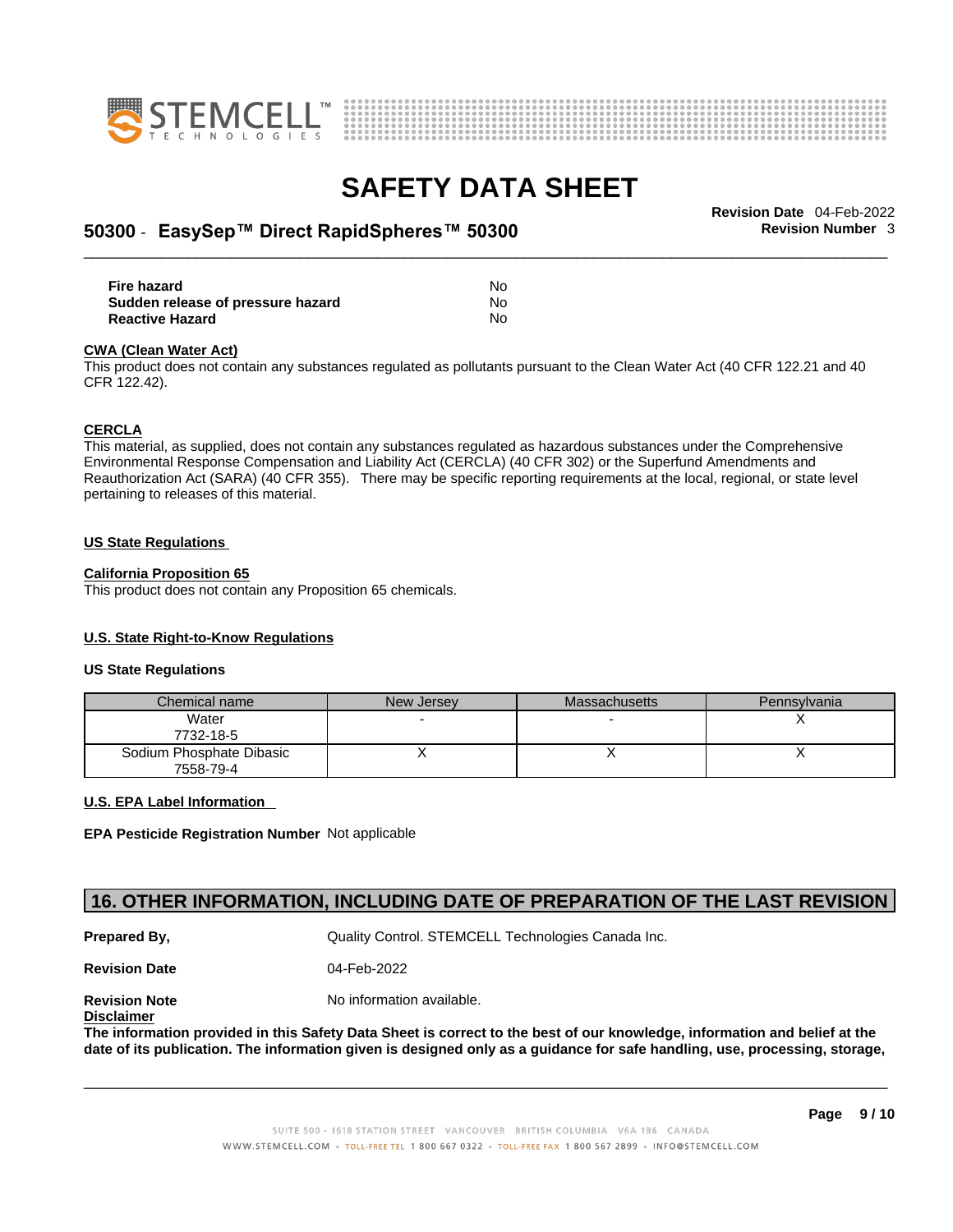| | |
|---|---|
| **Fire hazard** | No |
| **Sudden release of pressure hazard** | No |
| **Reactive Hazard** | No |

**CWA (Clean Water Act)**

This product does not contain any substances regulated as pollutants pursuant to the Clean Water Act (40 CFR 122.21 and 40 CFR 122.42).

**CERCLA**

This material, as supplied, does not contain any substances regulated as hazardous substances under the Comprehensive Environmental Response Compensation and Liability Act (CERCLA) (40 CFR 302) or the Superfund Amendments and Reauthorization Act (SARA) (40 CFR 355). There may be specific reporting requirements at the local, regional, or state level pertaining to releases of this material.

**US State Regulations**

**California Proposition 65**

This product does not contain any Proposition 65 chemicals.

**U.S. State Right-to-Know Regulations**

**US State Regulations**

| Chemical name | New Jersey | Massachusetts | Pennsylvania |
|---|---|---|---|
| Water<br>7732-18-5 | - | - | X |
| Sodium Phosphate Dibasic<br>7558-79-4 | X | X | X |

**U.S. EPA Label Information**

**EPA Pesticide Registration Number** Not applicable

## 16. OTHER INFORMATION, INCLUDING DATE OF PREPARATION OF THE LAST REVISION

| | |
|---|---|
| **Prepared By,** | Quality Control. STEMCELL Technologies Canada Inc. |
| **Revision Date** | 04-Feb-2022 |
| **Revision Note** | No information available. |

**Disclaimer**

**The information provided in this Safety Data Sheet is correct to the best of our knowledge, information and belief at the date of its publication. The information given is designed only as a guidance for safe handling, use, processing, storage,**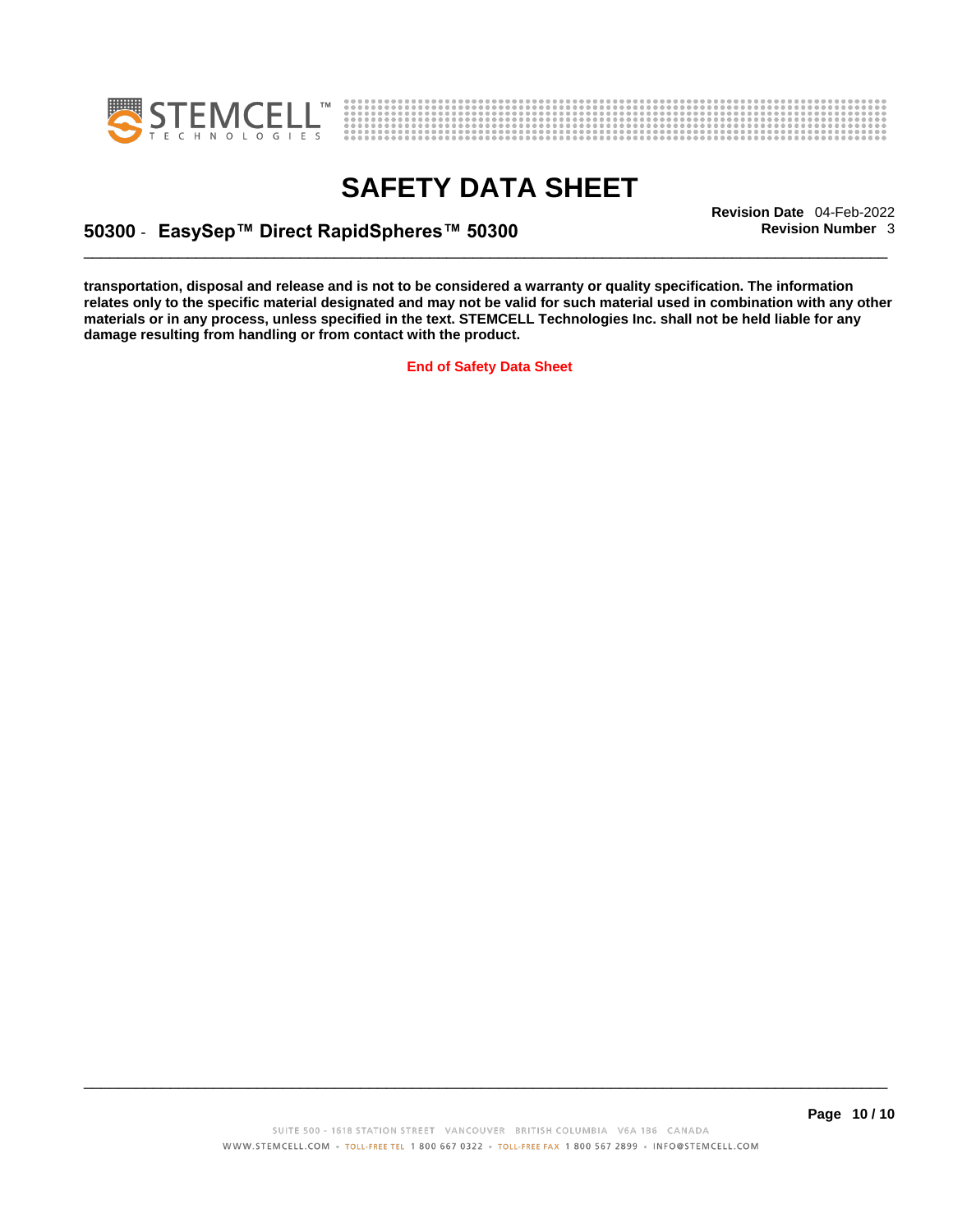**transportation, disposal and release and is not to be considered a warranty or quality specification. The information relates only to the specific material designated and may not be valid for such material used in combination with any other materials or in any process, unless specified in the text. STEMCELL Technologies Inc. shall not be held liable for any damage resulting from handling or from contact with the product.**

**End of Safety Data Sheet**